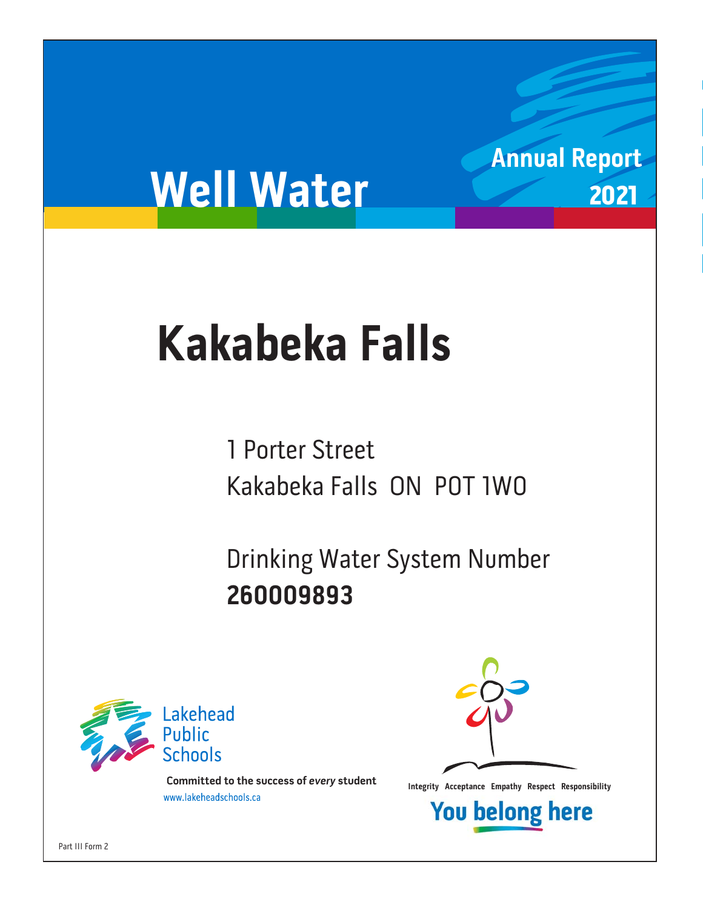# Well Water

## Annual Report 2021

# Kakabeka Falls

1 Porter Street
Kakabeka Falls ON P0T 1W0

Drinking Water System Number
**260009893**

Lakehead Public Schools

**Committed to the success of *every* student**
www.lakeheadschools.ca

Integrity Acceptance Empathy Respect Responsibility

**You belong here**

Part III Form 2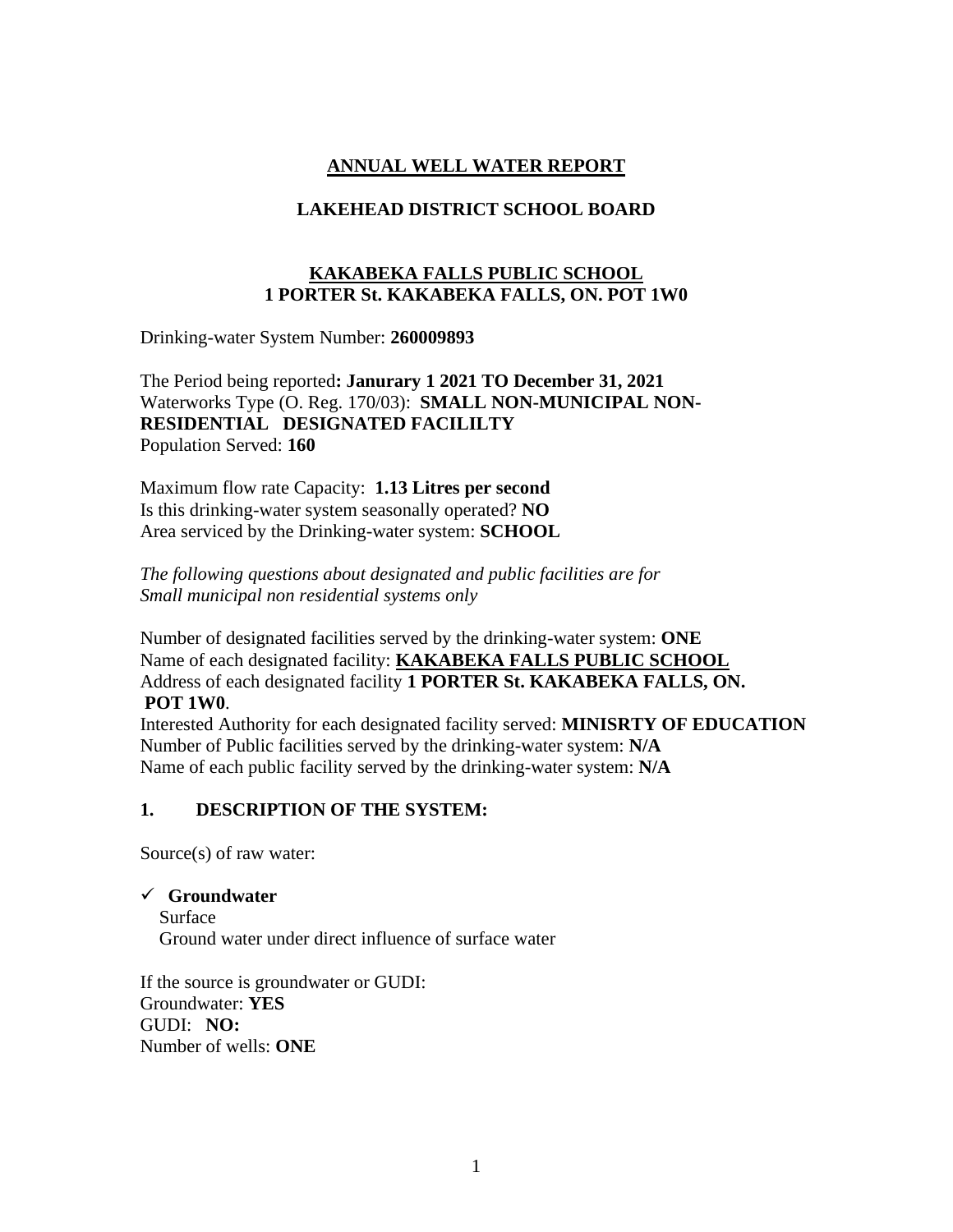# ANNUAL WELL WATER REPORT

## LAKEHEAD DISTRICT SCHOOL BOARD

### KAKABEKA FALLS PUBLIC SCHOOL
### 1 PORTER St. KAKABEKA FALLS, ON. POT 1W0

Drinking-water System Number: **260009893**

The Period being reported**: Janurary 1 2021 TO December 31, 2021**
Waterworks Type (O. Reg. 170/03): **SMALL NON-MUNICIPAL NON-RESIDENTIAL DESIGNATED FACILILTY**
Population Served: **160**

Maximum flow rate Capacity: **1.13 Litres per second**
Is this drinking-water system seasonally operated? **NO**
Area serviced by the Drinking-water system: **SCHOOL**

*The following questions about designated and public facilities are for Small municipal non residential systems only*

Number of designated facilities served by the drinking-water system: **ONE**
Name of each designated facility: **KAKABEKA FALLS PUBLIC SCHOOL**
Address of each designated facility **1 PORTER St. KAKABEKA FALLS, ON. POT 1W0**.
Interested Authority for each designated facility served: **MINISRTY OF EDUCATION**
Number of Public facilities served by the drinking-water system: **N/A**
Name of each public facility served by the drinking-water system: **N/A**

## 1. DESCRIPTION OF THE SYSTEM:

Source(s) of raw water:

- ✓ **Groundwater**
- Surface
- Ground water under direct influence of surface water

If the source is groundwater or GUDI:
Groundwater: **YES**
GUDI: **NO:**
Number of wells: **ONE**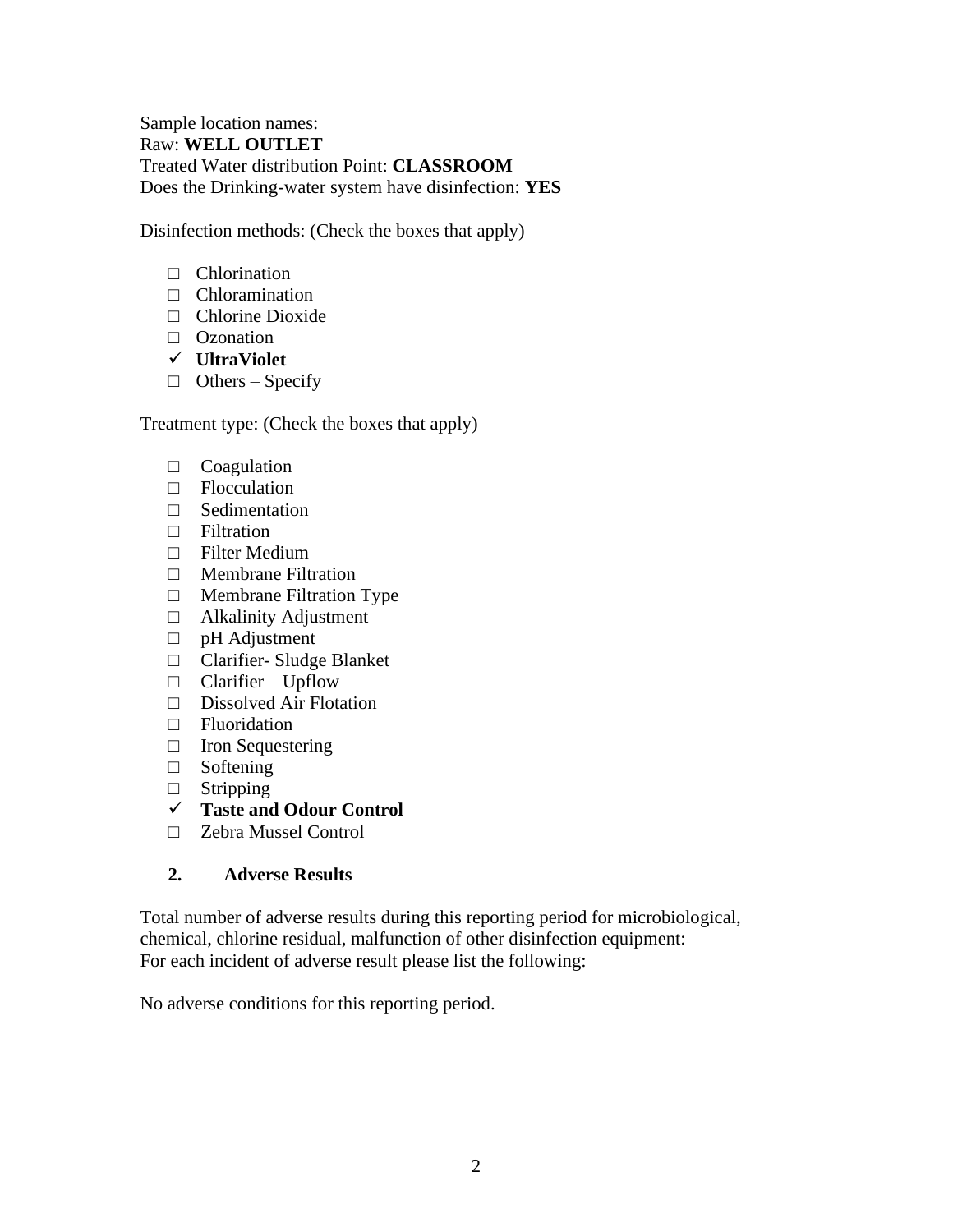Sample location names:
Raw: **WELL OUTLET**
Treated Water distribution Point: **CLASSROOM**
Does the Drinking-water system have disinfection: **YES**

Disinfection methods: (Check the boxes that apply)

- ☐ Chlorination
- ☐ Chloramination
- ☐ Chlorine Dioxide
- ☐ Ozonation
- ✓ **UltraViolet**
- ☐ Others – Specify

Treatment type: (Check the boxes that apply)

- ☐ Coagulation
- ☐ Flocculation
- ☐ Sedimentation
- ☐ Filtration
- ☐ Filter Medium
- ☐ Membrane Filtration
- ☐ Membrane Filtration Type
- ☐ Alkalinity Adjustment
- ☐ pH Adjustment
- ☐ Clarifier- Sludge Blanket
- ☐ Clarifier – Upflow
- ☐ Dissolved Air Flotation
- ☐ Fluoridation
- ☐ Iron Sequestering
- ☐ Softening
- ☐ Stripping
- ✓ **Taste and Odour Control**
- ☐ Zebra Mussel Control

## 2. Adverse Results

Total number of adverse results during this reporting period for microbiological, chemical, chlorine residual, malfunction of other disinfection equipment:
For each incident of adverse result please list the following:

No adverse conditions for this reporting period.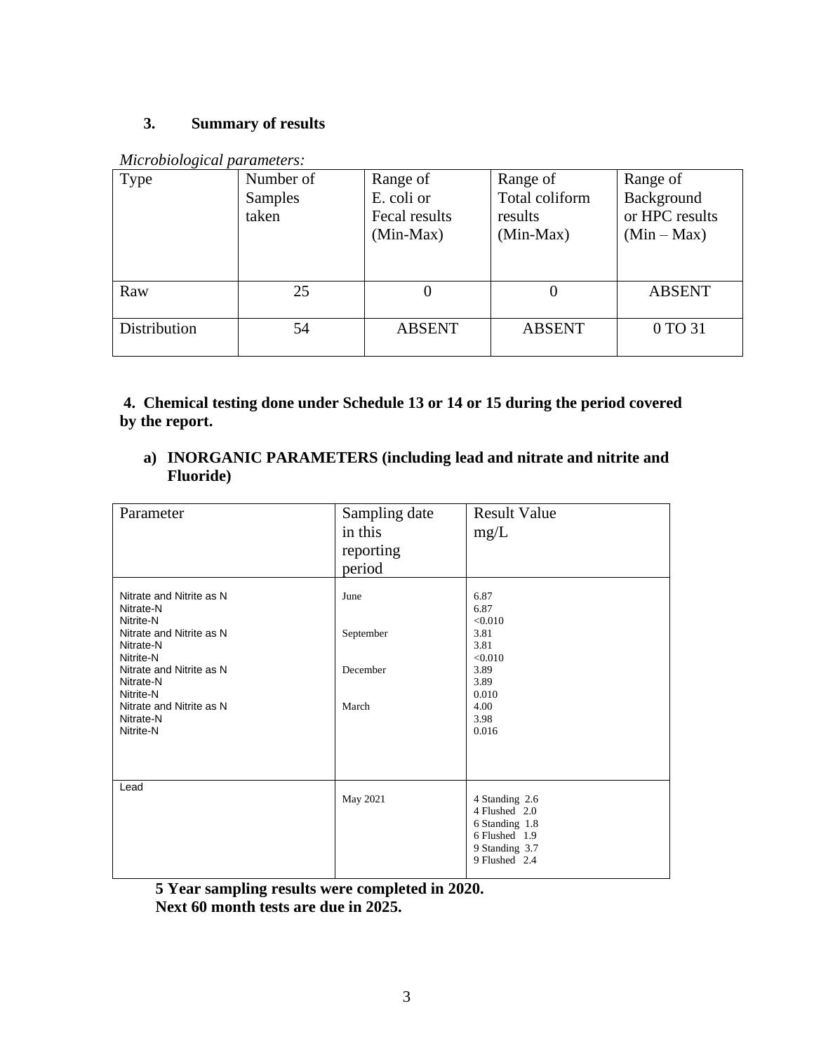### 3. Summary of results

*Microbiological parameters:*

| Type | Number of Samples taken | Range of E. coli or Fecal results (Min-Max) | Range of Total coliform results (Min-Max) | Range of Background or HPC results (Min – Max) |
|---|---|---|---|---|
| Raw | 25 | 0 | 0 | ABSENT |
| Distribution | 54 | ABSENT | ABSENT | 0 TO 31 |

### 4. Chemical testing done under Schedule 13 or 14 or 15 during the period covered by the report.

#### a) INORGANIC PARAMETERS (including lead and nitrate and nitrite and Fluoride)

| Parameter | Sampling date in this reporting period | Result Value mg/L |
|---|---|---|
| Nitrate and Nitrite as N | June | 6.87 |
| Nitrate-N | | 6.87 |
| Nitrite-N | | <0.010 |
| Nitrate and Nitrite as N | September | 3.81 |
| Nitrate-N | | 3.81 |
| Nitrite-N | | <0.010 |
| Nitrate and Nitrite as N | December | 3.89 |
| Nitrate-N | | 3.89 |
| Nitrite-N | | 0.010 |
| Nitrate and Nitrite as N | March | 4.00 |
| Nitrate-N | | 3.98 |
| Nitrite-N | | 0.016 |
| Lead | May 2021 | 4 Standing 2.6<br>4 Flushed 2.0<br>6 Standing 1.8<br>6 Flushed 1.9<br>9 Standing 3.7<br>9 Flushed 2.4 |

**5 Year sampling results were completed in 2020.**
**Next 60 month tests are due in 2025.**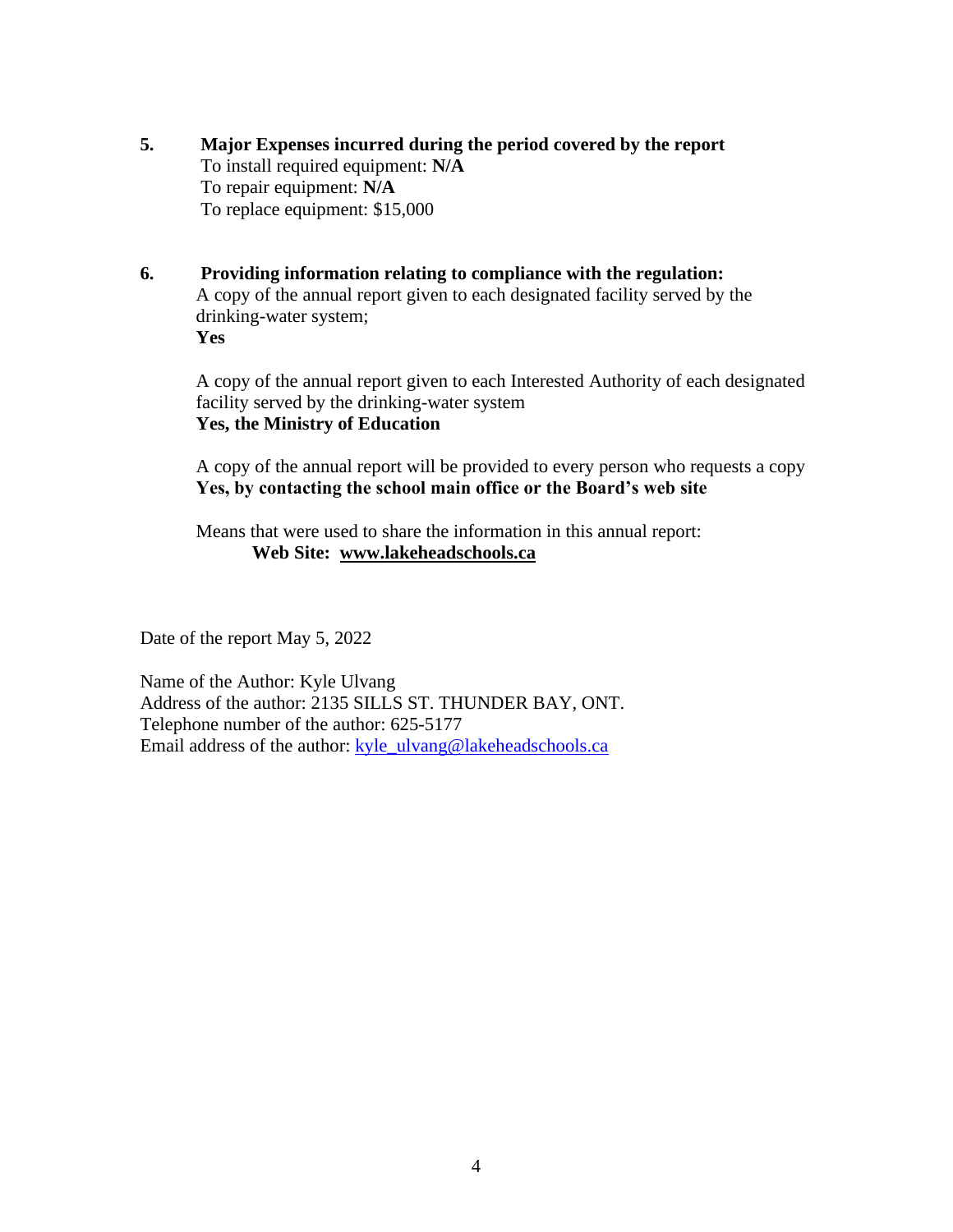**5. Major Expenses incurred during the period covered by the report**

To install required equipment: **N/A**
To repair equipment: **N/A**
To replace equipment: $15,000

**6. Providing information relating to compliance with the regulation:**

A copy of the annual report given to each designated facility served by the drinking-water system;
**Yes**

A copy of the annual report given to each Interested Authority of each designated facility served by the drinking-water system
**Yes, the Ministry of Education**

A copy of the annual report will be provided to every person who requests a copy
**Yes, by contacting the school main office or the Board's web site**

Means that were used to share the information in this annual report:
**Web Site: www.lakeheadschools.ca**

Date of the report May 5, 2022

Name of the Author: Kyle Ulvang
Address of the author: 2135 SILLS ST. THUNDER BAY, ONT.
Telephone number of the author: 625-5177
Email address of the author: kyle_ulvang@lakeheadschools.ca